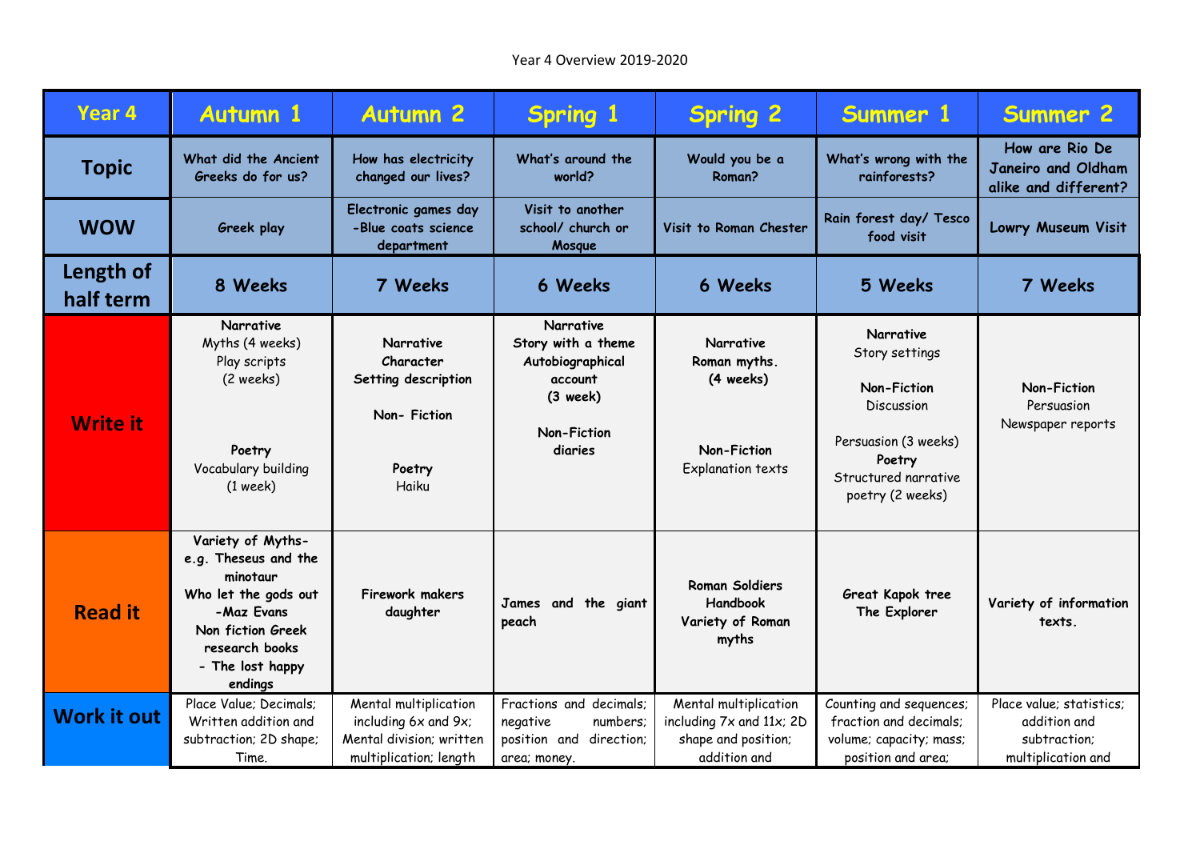Year 4 Overview 2019-2020

| Year 4 | Autumn 1 | Autumn 2 | Spring 1 | Spring 2 | Summer 1 | Summer 2 |
|---|---|---|---|---|---|---|
| **Topic** | What did the Ancient Greeks do for us? | How has electricity changed our lives? | What's around the world? | Would you be a Roman? | What's wrong with the rainforests? | How are Rio De Janeiro and Oldham alike and different? |
| **WOW** | Greek play | Electronic games day -Blue coats science department | Visit to another school/ church or Mosque | Visit to Roman Chester | Rain forest day/ Tesco food visit | Lowry Museum Visit |
| **Length of half term** | 8 Weeks | 7 Weeks | 6 Weeks | 6 Weeks | 5 Weeks | 7 Weeks |
| **Write it** | **Narrative** Myths (4 weeks) Play scripts (2 weeks) **Poetry** Vocabulary building (1 week) | **Narrative** **Character** **Setting description** **Non- Fiction** **Poetry** Haiku | **Narrative** **Story with a theme** **Autobiographical account** **(3 week)** **Non-Fiction** **diaries** | **Narrative** **Roman myths.** **(4 weeks)** **Non-Fiction** Explanation texts | **Narrative** Story settings **Non-Fiction** Discussion Persuasion (3 weeks) **Poetry** Structured narrative poetry (2 weeks) | **Non-Fiction** Persuasion Newspaper reports |
| **Read it** | **Variety of Myths- e.g. Theseus and the minotaur** **Who let the gods out -Maz Evans** **Non fiction Greek research books** **- The lost happy endings** | **Firework makers daughter** | **James and the giant peach** | **Roman Soldiers Handbook** **Variety of Roman myths** | **Great Kapok tree** **The Explorer** | **Variety of information texts.** |
| **Work it out** | Place Value; Decimals; Written addition and subtraction; 2D shape; Time. | Mental multiplication including 6x and 9x; Mental division; written multiplication; length | Fractions and decimals; negative numbers; position and direction; area; money. | Mental multiplication including 7x and 11x; 2D shape and position; addition and | Counting and sequences; fraction and decimals; volume; capacity; mass; position and area; | Place value; statistics; addition and subtraction; multiplication and |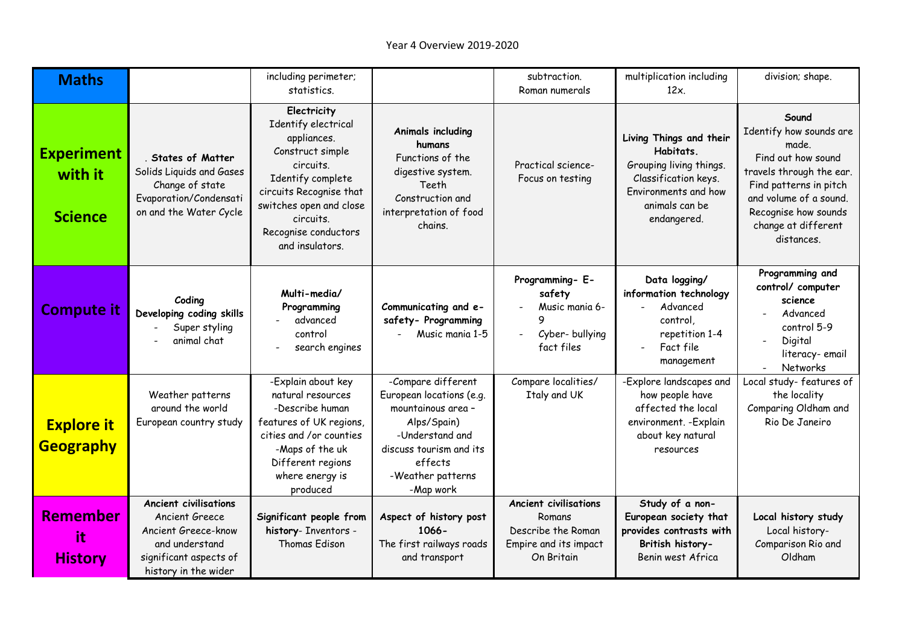Year 4 Overview 2019-2020

| | | | | | | |
|---|---|---|---|---|---|---|
| **Maths** | | including perimeter; statistics. | | subtraction. Roman numerals | multiplication including 12x. | division; shape. |
| **Experiment with it Science** | . **States of Matter** Solids Liquids and Gases Change of state Evaporation/Condensation and the Water Cycle | **Electricity** Identify electrical appliances. Construct simple circuits. Identify complete circuits Recognise that switches open and close circuits. Recognise conductors and insulators. | **Animals including humans** Functions of the digestive system. Teeth Construction and interpretation of food chains. | Practical science- Focus on testing | **Living Things and their Habitats.** Grouping living things. Classification keys. Environments and how animals can be endangered. | **Sound** Identify how sounds are made. Find out how sound travels through the ear. Find patterns in pitch and volume of a sound. Recognise how sounds change at different distances. |
| **Compute it** | **Coding** **Developing coding skills** - Super styling - animal chat | **Multi-media/ Programming** - advanced control - search engines | **Communicating and e-safety- Programming** - Music mania 1-5 | **Programming- E-safety** - Music mania 6-9 - Cyber- bullying fact files | **Data logging/ information technology** - Advanced control, repetition 1-4 - Fact file management | **Programming and control/ computer science** - Advanced control 5-9 - Digital literacy- email - Networks |
| **Explore it Geography** | Weather patterns around the world European country study | -Explain about key natural resources -Describe human features of UK regions, cities and /or counties -Maps of the uk Different regions where energy is produced | -Compare different European locations (e.g. mountainous area – Alps/Spain) -Understand and discuss tourism and its effects -Weather patterns -Map work | Compare localities/ Italy and UK | -Explore landscapes and how people have affected the local environment. -Explain about key natural resources | Local study- features of the locality Comparing Oldham and Rio De Janeiro |
| **Remember it History** | **Ancient civilisations** Ancient Greece Ancient Greece-know and understand significant aspects of history in the wider | **Significant people from history**- Inventors - Thomas Edison | **Aspect of history post 1066-** The first railways roads and transport | **Ancient civilisations** Romans Describe the Roman Empire and its impact On Britain | **Study of a non-European society that provides contrasts with British history-** Benin west Africa | **Local history study** Local history- Comparison Rio and Oldham |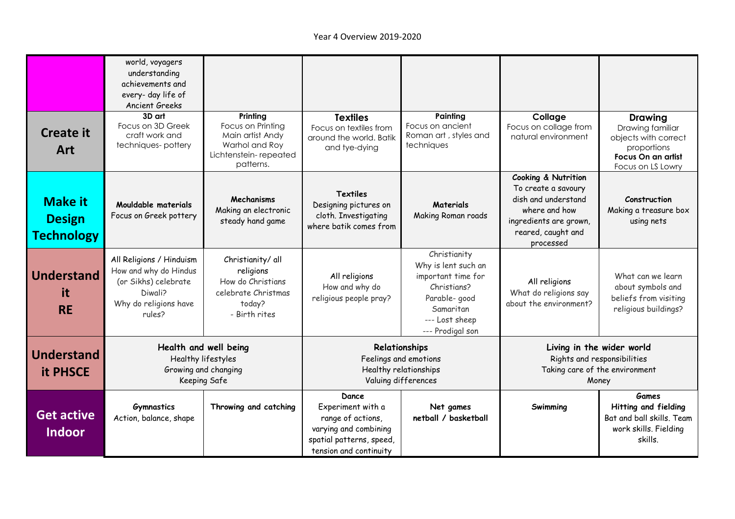Year 4 Overview 2019-2020

| | | | | | | |
|---|---|---|---|---|---|---|
| | world, voyagers understanding achievements and every- day life of Ancient Greeks | | | | | |
| **Create it Art** | **3D art** Focus on 3D Greek craft work and techniques- pottery | **Printing** Focus on Printing Main artist Andy Warhol and Roy Lichtenstein- repeated patterns. | **Textiles** Focus on textiles from around the world. Batik and tye-dying | **Painting** Focus on ancient Roman art , styles and techniques | **Collage** Focus on collage from natural environment | **Drawing** Drawing familiar objects with correct proportions **Focus On an artist** Focus on LS Lowry |
| **Make it Design Technology** | **Mouldable materials** Focus on Greek pottery | **Mechanisms** Making an electronic steady hand game | **Textiles** Designing pictures on cloth. Investigating where batik comes from | **Materials** Making Roman roads | **Cooking & Nutrition** To create a savoury dish and understand where and how ingredients are grown, reared, caught and processed | **Construction** Making a treasure box using nets |
| **Understand it RE** | All Religions / Hinduism How and why do Hindus (or Sikhs) celebrate Diwali? Why do religions have rules? | Christianity/ all religions How do Christians celebrate Christmas today? - Birth rites | All religions How and why do religious people pray? | Christianity Why is lent such an important time for Christians? Parable- good Samaritan --- Lost sheep --- Prodigal son | All religions What do religions say about the environment? | What can we learn about symbols and beliefs from visiting religious buildings? |
| **Understand it PHSCE** | **Health and well being** Healthy lifestyles Growing and changing Keeping Safe | | **Relationships** Feelings and emotions Healthy relationships Valuing differences | | **Living in the wider world** Rights and responsibilities Taking care of the environment Money | |
| **Get active Indoor** | **Gymnastics** Action, balance, shape | **Throwing and catching** | **Dance** Experiment with a range of actions, varying and combining spatial patterns, speed, tension and continuity | **Net games netball / basketball** | **Swimming** | **Games Hitting and fielding** Bat and ball skills. Team work skills. Fielding skills. |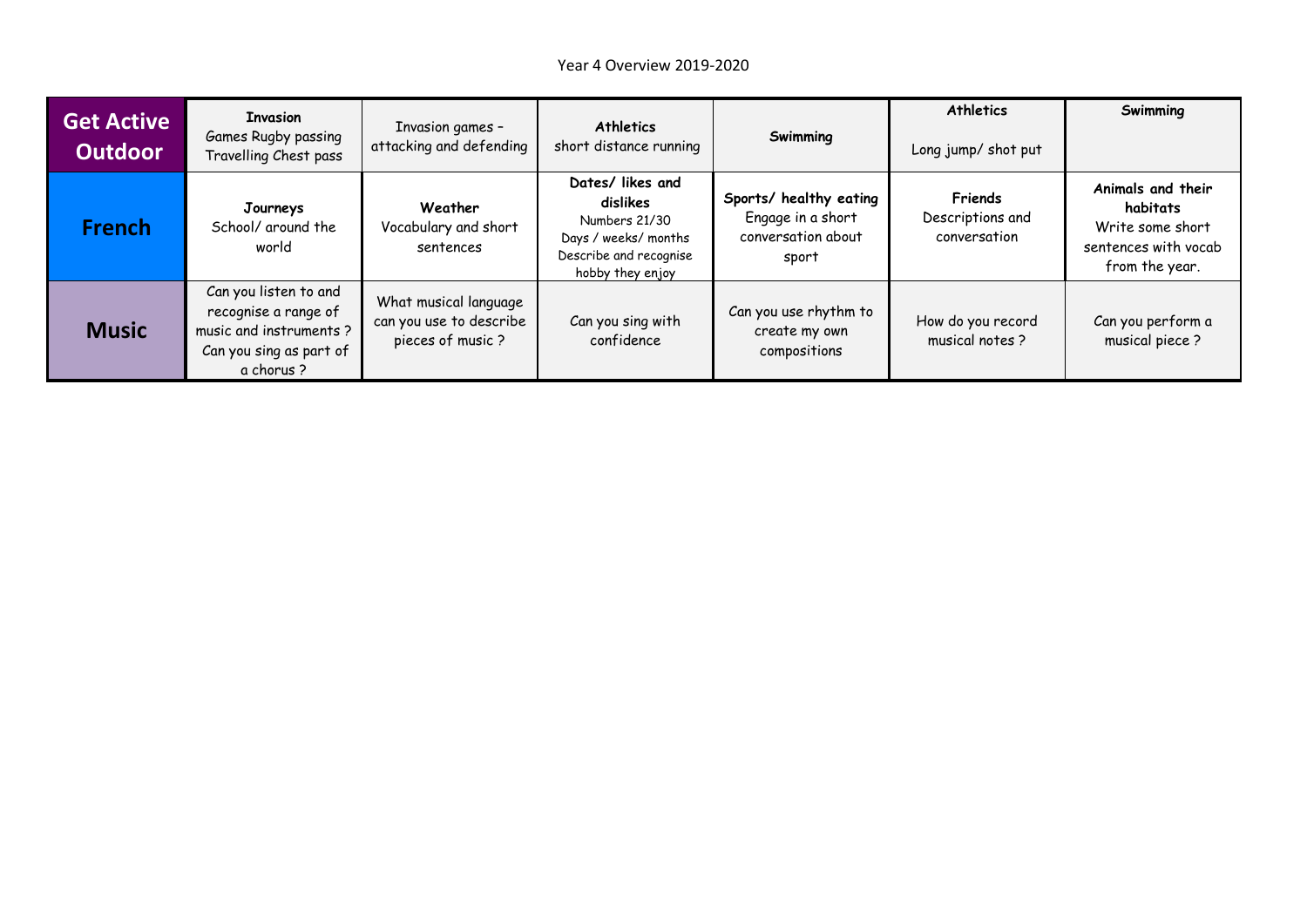Year 4 Overview 2019-2020

| | | | | | | |
|---|---|---|---|---|---|---|
| **Get Active Outdoor** | **Invasion** Games Rugby passing Travelling Chest pass | Invasion games – attacking and defending | **Athletics** short distance running | **Swimming** | **Athletics** Long jump/ shot put | **Swimming** |
| **French** | **Journeys** School/ around the world | **Weather** Vocabulary and short sentences | **Dates/ likes and dislikes** Numbers 21/30 Days / weeks/ months Describe and recognise hobby they enjoy | **Sports/ healthy eating** Engage in a short conversation about sport | **Friends** Descriptions and conversation | **Animals and their habitats** Write some short sentences with vocab from the year. |
| **Music** | Can you listen to and recognise a range of music and instruments ? Can you sing as part of a chorus ? | What musical language can you use to describe pieces of music ? | Can you sing with confidence | Can you use rhythm to create my own compositions | How do you record musical notes ? | Can you perform a musical piece ? |